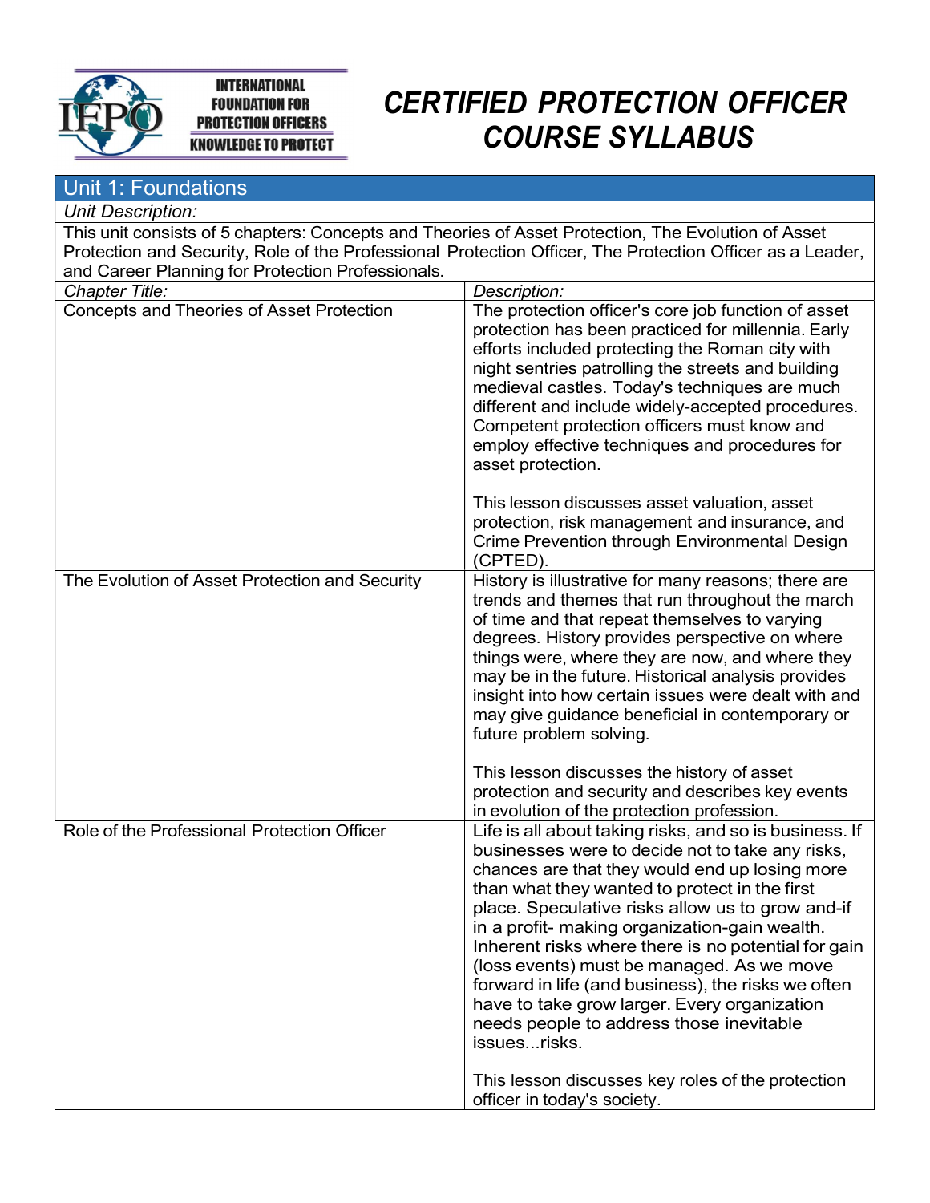INTERNATIONAL FOUNDATION FOR PROTECTION OFFICERS
KNOWLEDGE TO PROTECT

# CERTIFIED PROTECTION OFFICER COURSE SYLLABUS

## Unit 1: Foundations

*Unit Description:*

This unit consists of 5 chapters: Concepts and Theories of Asset Protection, The Evolution of Asset Protection and Security, Role of the Professional Protection Officer, The Protection Officer as a Leader, and Career Planning for Protection Professionals.

| *Chapter Title:* | *Description:* |
|---|---|
| Concepts and Theories of Asset Protection | The protection officer's core job function of asset protection has been practiced for millennia. Early efforts included protecting the Roman city with night sentries patrolling the streets and building medieval castles. Today's techniques are much different and include widely-accepted procedures. Competent protection officers must know and employ effective techniques and procedures for asset protection.<br><br>This lesson discusses asset valuation, asset protection, risk management and insurance, and Crime Prevention through Environmental Design (CPTED). |
| The Evolution of Asset Protection and Security | History is illustrative for many reasons; there are trends and themes that run throughout the march of time and that repeat themselves to varying degrees. History provides perspective on where things were, where they are now, and where they may be in the future. Historical analysis provides insight into how certain issues were dealt with and may give guidance beneficial in contemporary or future problem solving.<br><br>This lesson discusses the history of asset protection and security and describes key events in evolution of the protection profession. |
| Role of the Professional Protection Officer | Life is all about taking risks, and so is business. If businesses were to decide not to take any risks, chances are that they would end up losing more than what they wanted to protect in the first place. Speculative risks allow us to grow and-if in a profit- making organization-gain wealth. Inherent risks where there is no potential for gain (loss events) must be managed. As we move forward in life (and business), the risks we often have to take grow larger. Every organization needs people to address those inevitable issues...risks.<br><br>This lesson discusses key roles of the protection officer in today's society. |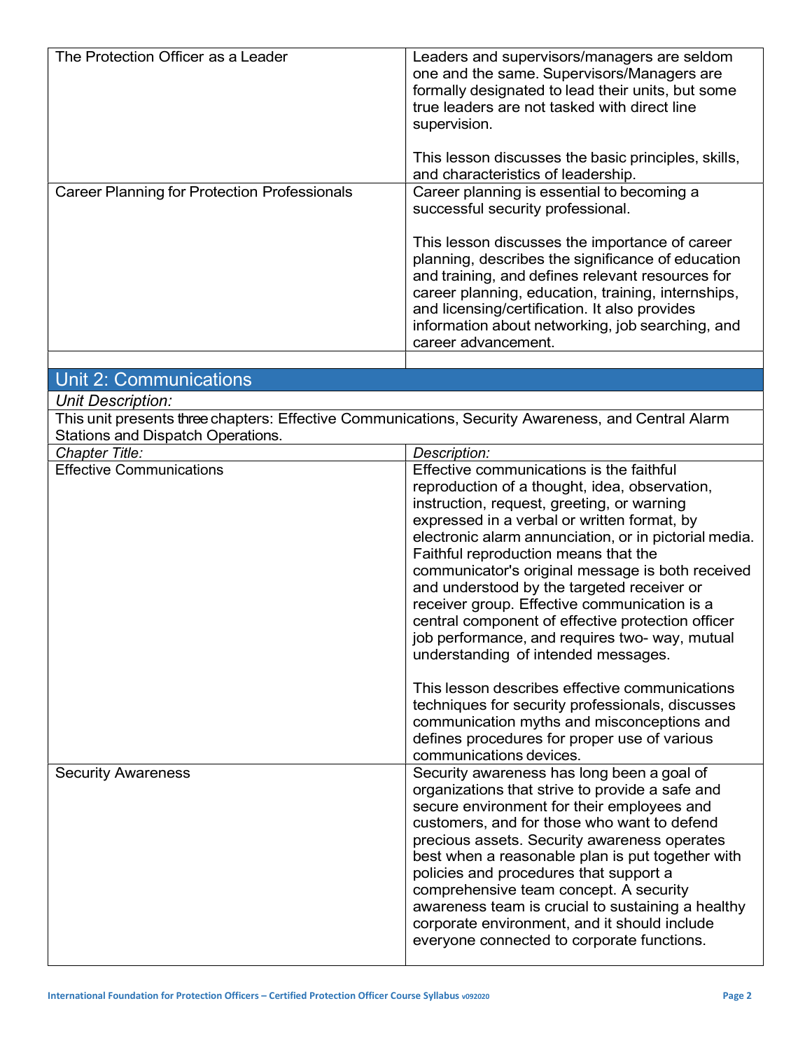| | |
|---|---|
| The Protection Officer as a Leader | Leaders and supervisors/managers are seldom one and the same. Supervisors/Managers are formally designated to lead their units, but some true leaders are not tasked with direct line supervision.<br><br>This lesson discusses the basic principles, skills, and characteristics of leadership. |
| Career Planning for Protection Professionals | Career planning is essential to becoming a successful security professional.<br><br>This lesson discusses the importance of career planning, describes the significance of education and training, and defines relevant resources for career planning, education, training, internships, and licensing/certification. It also provides information about networking, job searching, and career advancement. |
| | |

## Unit 2: Communications

*Unit Description:*

This unit presents three chapters: Effective Communications, Security Awareness, and Central Alarm Stations and Dispatch Operations.

| *Chapter Title:* | *Description:* |
|---|---|
| Effective Communications | Effective communications is the faithful reproduction of a thought, idea, observation, instruction, request, greeting, or warning expressed in a verbal or written format, by electronic alarm annunciation, or in pictorial media. Faithful reproduction means that the communicator's original message is both received and understood by the targeted receiver or receiver group. Effective communication is a central component of effective protection officer job performance, and requires two- way, mutual understanding of intended messages.<br><br>This lesson describes effective communications techniques for security professionals, discusses communication myths and misconceptions and defines procedures for proper use of various communications devices. |
| Security Awareness | Security awareness has long been a goal of organizations that strive to provide a safe and secure environment for their employees and customers, and for those who want to defend precious assets. Security awareness operates best when a reasonable plan is put together with policies and procedures that support a comprehensive team concept. A security awareness team is crucial to sustaining a healthy corporate environment, and it should include everyone connected to corporate functions. |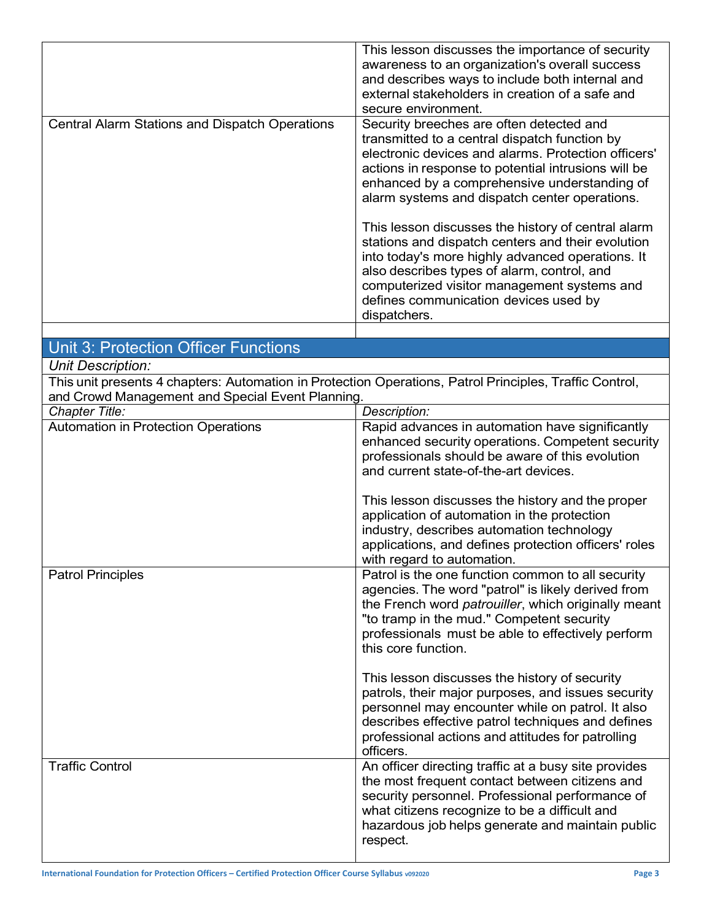| | |
|---|---|
| | This lesson discusses the importance of security awareness to an organization's overall success and describes ways to include both internal and external stakeholders in creation of a safe and secure environment. |
| Central Alarm Stations and Dispatch Operations | Security breeches are often detected and transmitted to a central dispatch function by electronic devices and alarms. Protection officers' actions in response to potential intrusions will be enhanced by a comprehensive understanding of alarm systems and dispatch center operations.<br><br>This lesson discusses the history of central alarm stations and dispatch centers and their evolution into today's more highly advanced operations. It also describes types of alarm, control, and computerized visitor management systems and defines communication devices used by dispatchers. |
| | |

## Unit 3: Protection Officer Functions

*Unit Description:*

This unit presents 4 chapters: Automation in Protection Operations, Patrol Principles, Traffic Control, and Crowd Management and Special Event Planning.

| *Chapter Title:* | *Description:* |
|---|---|
| Automation in Protection Operations | Rapid advances in automation have significantly enhanced security operations. Competent security professionals should be aware of this evolution and current state-of-the-art devices.<br><br>This lesson discusses the history and the proper application of automation in the protection industry, describes automation technology applications, and defines protection officers' roles with regard to automation. |
| Patrol Principles | Patrol is the one function common to all security agencies. The word "patrol" is likely derived from the French word *patrouiller*, which originally meant "to tramp in the mud." Competent security professionals must be able to effectively perform this core function.<br><br>This lesson discusses the history of security patrols, their major purposes, and issues security personnel may encounter while on patrol. It also describes effective patrol techniques and defines professional actions and attitudes for patrolling officers. |
| Traffic Control | An officer directing traffic at a busy site provides the most frequent contact between citizens and security personnel. Professional performance of what citizens recognize to be a difficult and hazardous job helps generate and maintain public respect. |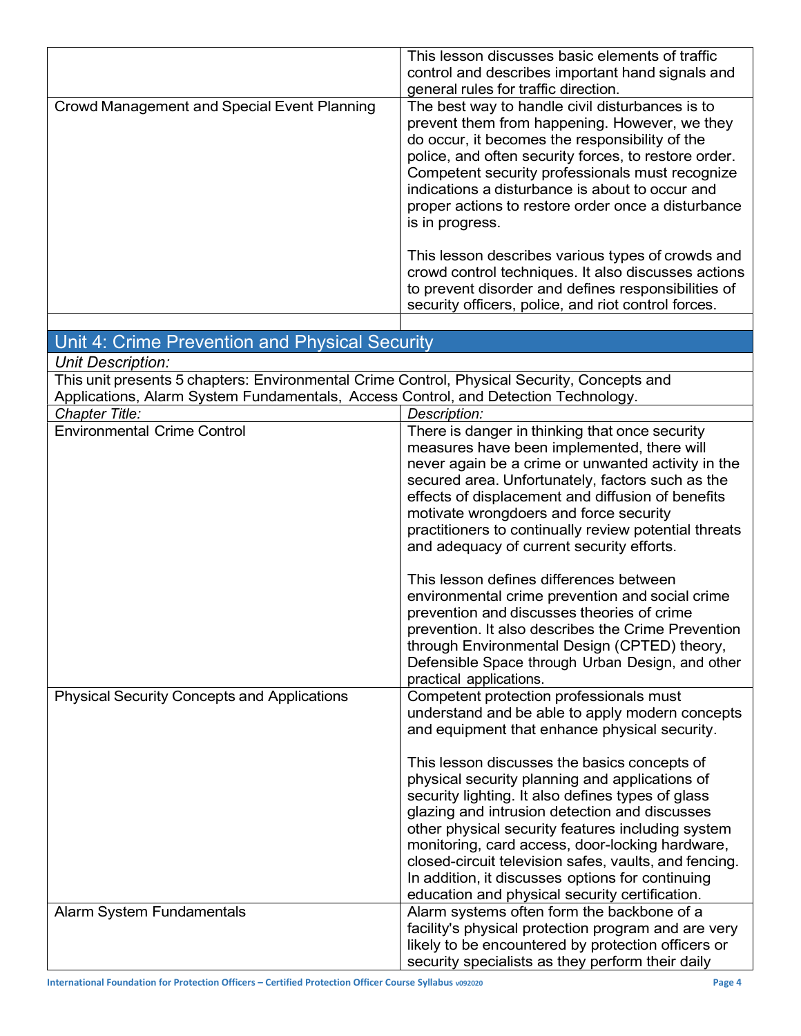| | |
|---|---|
| | This lesson discusses basic elements of traffic control and describes important hand signals and general rules for traffic direction. |
| Crowd Management and Special Event Planning | The best way to handle civil disturbances is to prevent them from happening. However, we they do occur, it becomes the responsibility of the police, and often security forces, to restore order. Competent security professionals must recognize indications a disturbance is about to occur and proper actions to restore order once a disturbance is in progress.<br><br>This lesson describes various types of crowds and crowd control techniques. It also discusses actions to prevent disorder and defines responsibilities of security officers, police, and riot control forces. |
| | |

## Unit 4: Crime Prevention and Physical Security

*Unit Description:*

This unit presents 5 chapters: Environmental Crime Control, Physical Security, Concepts and Applications, Alarm System Fundamentals, Access Control, and Detection Technology.

| *Chapter Title:* | *Description:* |
|---|---|
| Environmental Crime Control | There is danger in thinking that once security measures have been implemented, there will never again be a crime or unwanted activity in the secured area. Unfortunately, factors such as the effects of displacement and diffusion of benefits motivate wrongdoers and force security practitioners to continually review potential threats and adequacy of current security efforts.<br><br>This lesson defines differences between environmental crime prevention and social crime prevention and discusses theories of crime prevention. It also describes the Crime Prevention through Environmental Design (CPTED) theory, Defensible Space through Urban Design, and other practical applications. |
| Physical Security Concepts and Applications | Competent protection professionals must understand and be able to apply modern concepts and equipment that enhance physical security.<br><br>This lesson discusses the basics concepts of physical security planning and applications of security lighting. It also defines types of glass glazing and intrusion detection and discusses other physical security features including system monitoring, card access, door-locking hardware, closed-circuit television safes, vaults, and fencing. In addition, it discusses options for continuing education and physical security certification. |
| Alarm System Fundamentals | Alarm systems often form the backbone of a facility's physical protection program and are very likely to be encountered by protection officers or security specialists as they perform their daily |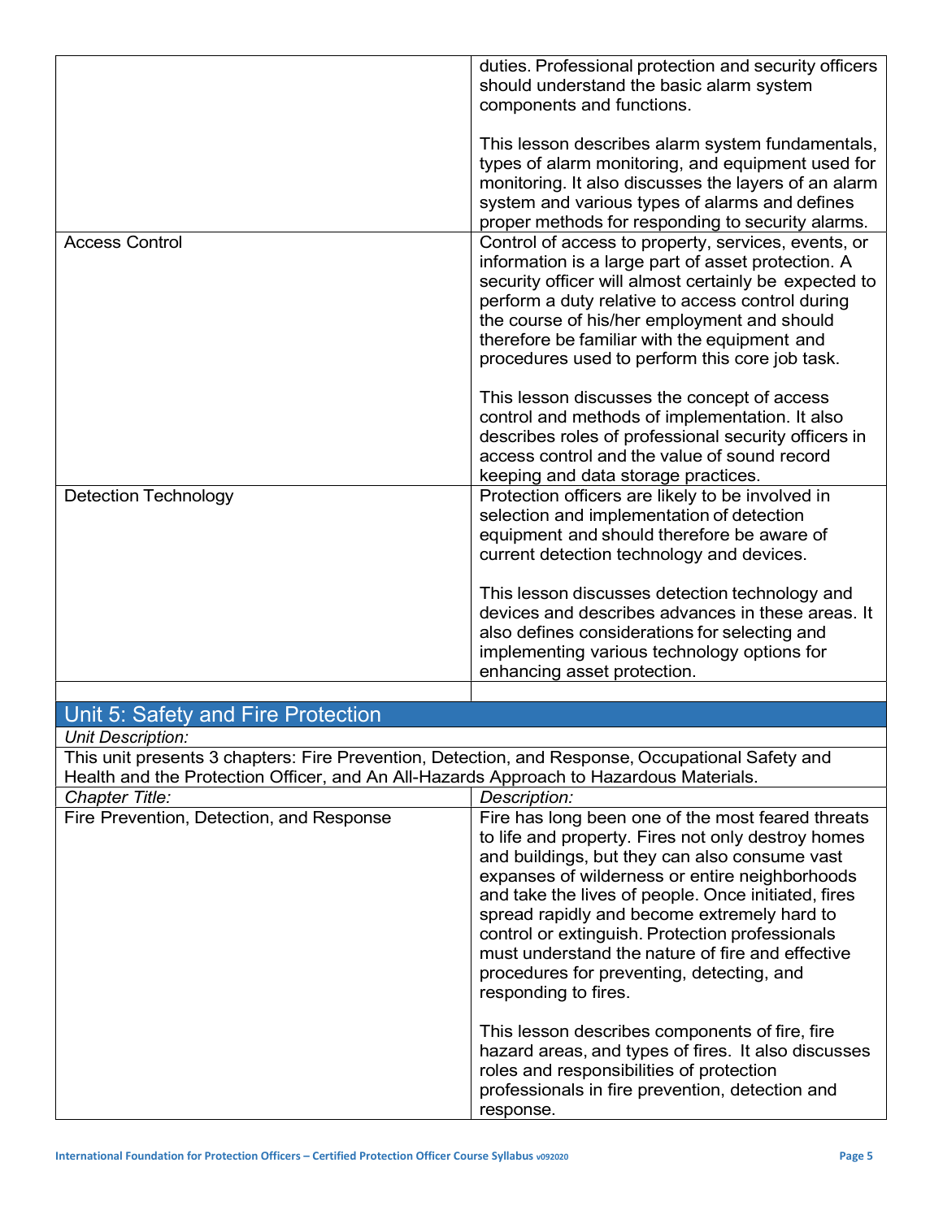| | |
|---|---|
| | duties. Professional protection and security officers should understand the basic alarm system components and functions.<br><br>This lesson describes alarm system fundamentals, types of alarm monitoring, and equipment used for monitoring. It also discusses the layers of an alarm system and various types of alarms and defines proper methods for responding to security alarms. |
| Access Control | Control of access to property, services, events, or information is a large part of asset protection. A security officer will almost certainly be expected to perform a duty relative to access control during the course of his/her employment and should therefore be familiar with the equipment and procedures used to perform this core job task.<br><br>This lesson discusses the concept of access control and methods of implementation. It also describes roles of professional security officers in access control and the value of sound record keeping and data storage practices. |
| Detection Technology | Protection officers are likely to be involved in selection and implementation of detection equipment and should therefore be aware of current detection technology and devices.<br><br>This lesson discusses detection technology and devices and describes advances in these areas. It also defines considerations for selecting and implementing various technology options for enhancing asset protection. |
| | |

## Unit 5: Safety and Fire Protection

*Unit Description:*

This unit presents 3 chapters: Fire Prevention, Detection, and Response, Occupational Safety and Health and the Protection Officer, and An All-Hazards Approach to Hazardous Materials.

| *Chapter Title:* | *Description:* |
|---|---|
| Fire Prevention, Detection, and Response | Fire has long been one of the most feared threats to life and property. Fires not only destroy homes and buildings, but they can also consume vast expanses of wilderness or entire neighborhoods and take the lives of people. Once initiated, fires spread rapidly and become extremely hard to control or extinguish. Protection professionals must understand the nature of fire and effective procedures for preventing, detecting, and responding to fires.<br><br>This lesson describes components of fire, fire hazard areas, and types of fires. It also discusses roles and responsibilities of protection professionals in fire prevention, detection and response. |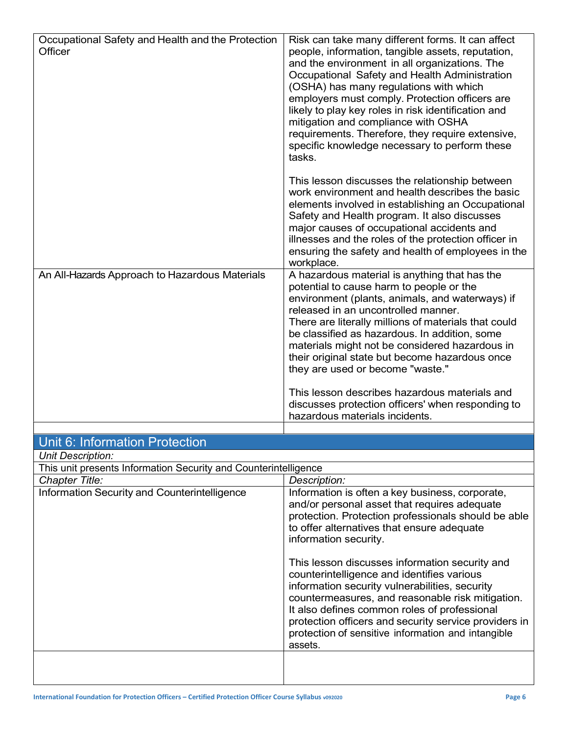| | |
|---|---|
| Occupational Safety and Health and the Protection Officer | Risk can take many different forms. It can affect people, information, tangible assets, reputation, and the environment in all organizations. The Occupational Safety and Health Administration (OSHA) has many regulations with which employers must comply. Protection officers are likely to play key roles in risk identification and mitigation and compliance with OSHA requirements. Therefore, they require extensive, specific knowledge necessary to perform these tasks.<br><br>This lesson discusses the relationship between work environment and health describes the basic elements involved in establishing an Occupational Safety and Health program. It also discusses major causes of occupational accidents and illnesses and the roles of the protection officer in ensuring the safety and health of employees in the workplace. |
| An All-Hazards Approach to Hazardous Materials | A hazardous material is anything that has the potential to cause harm to people or the environment (plants, animals, and waterways) if released in an uncontrolled manner.<br>There are literally millions of materials that could be classified as hazardous. In addition, some materials might not be considered hazardous in their original state but become hazardous once they are used or become "waste."<br><br>This lesson describes hazardous materials and discusses protection officers' when responding to hazardous materials incidents. |
| | |

## Unit 6: Information Protection

*Unit Description:*

This unit presents Information Security and Counterintelligence

| *Chapter Title:* | *Description:* |
|---|---|
| Information Security and Counterintelligence | Information is often a key business, corporate, and/or personal asset that requires adequate protection. Protection professionals should be able to offer alternatives that ensure adequate information security.<br><br>This lesson discusses information security and counterintelligence and identifies various information security vulnerabilities, security countermeasures, and reasonable risk mitigation. It also defines common roles of professional protection officers and security service providers in protection of sensitive information and intangible assets. |
| | |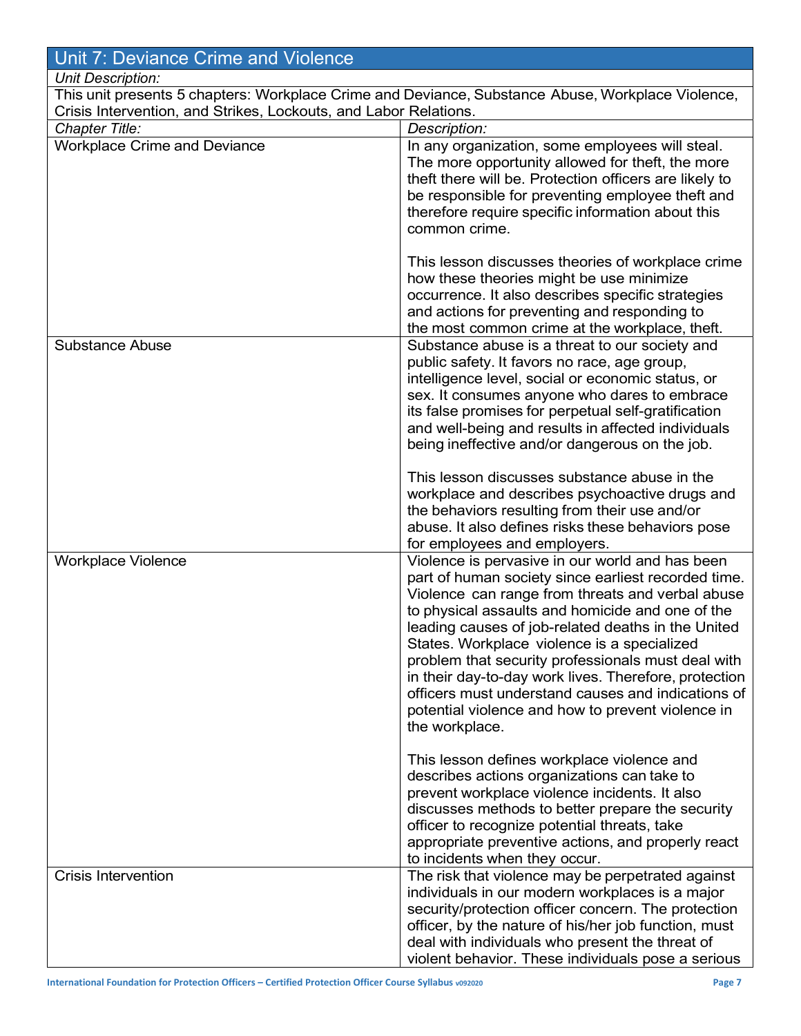## Unit 7: Deviance Crime and Violence

*Unit Description:*

This unit presents 5 chapters: Workplace Crime and Deviance, Substance Abuse, Workplace Violence, Crisis Intervention, and Strikes, Lockouts, and Labor Relations.

| *Chapter Title:* | *Description:* |
| --- | --- |
| Workplace Crime and Deviance | In any organization, some employees will steal. The more opportunity allowed for theft, the more theft there will be. Protection officers are likely to be responsible for preventing employee theft and therefore require specific information about this common crime.<br><br>This lesson discusses theories of workplace crime how these theories might be use minimize occurrence. It also describes specific strategies and actions for preventing and responding to the most common crime at the workplace, theft. |
| Substance Abuse | Substance abuse is a threat to our society and public safety. It favors no race, age group, intelligence level, social or economic status, or sex. It consumes anyone who dares to embrace its false promises for perpetual self-gratification and well-being and results in affected individuals being ineffective and/or dangerous on the job.<br><br>This lesson discusses substance abuse in the workplace and describes psychoactive drugs and the behaviors resulting from their use and/or abuse. It also defines risks these behaviors pose for employees and employers. |
| Workplace Violence | Violence is pervasive in our world and has been part of human society since earliest recorded time. Violence can range from threats and verbal abuse to physical assaults and homicide and one of the leading causes of job-related deaths in the United States. Workplace violence is a specialized problem that security professionals must deal with in their day-to-day work lives. Therefore, protection officers must understand causes and indications of potential violence and how to prevent violence in the workplace.<br><br>This lesson defines workplace violence and describes actions organizations can take to prevent workplace violence incidents. It also discusses methods to better prepare the security officer to recognize potential threats, take appropriate preventive actions, and properly react to incidents when they occur. |
| Crisis Intervention | The risk that violence may be perpetrated against individuals in our modern workplaces is a major security/protection officer concern. The protection officer, by the nature of his/her job function, must deal with individuals who present the threat of violent behavior. These individuals pose a serious |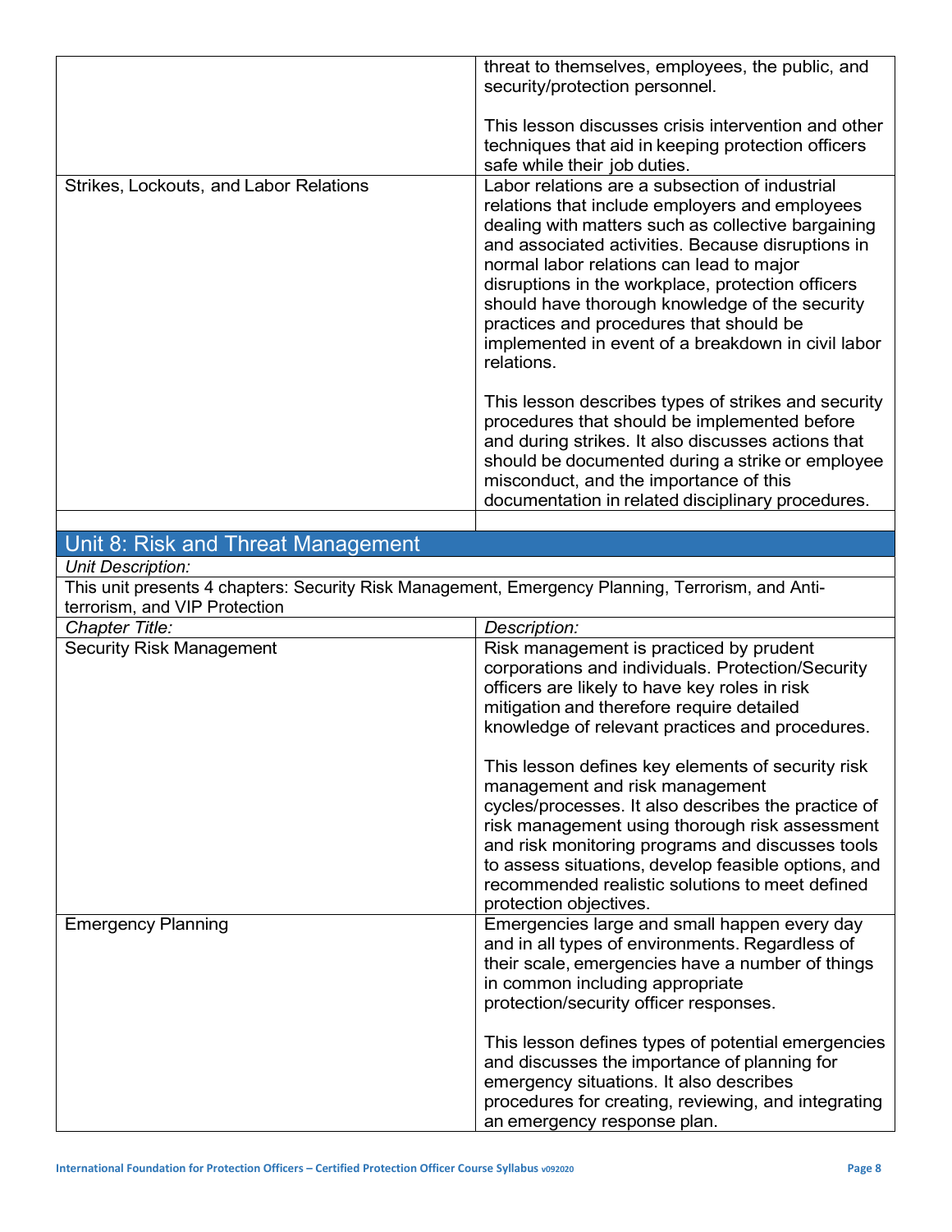| | |
|---|---|
| | threat to themselves, employees, the public, and security/protection personnel.<br><br>This lesson discusses crisis intervention and other techniques that aid in keeping protection officers safe while their job duties. |
| Strikes, Lockouts, and Labor Relations | Labor relations are a subsection of industrial relations that include employers and employees dealing with matters such as collective bargaining and associated activities. Because disruptions in normal labor relations can lead to major disruptions in the workplace, protection officers should have thorough knowledge of the security practices and procedures that should be implemented in event of a breakdown in civil labor relations.<br><br>This lesson describes types of strikes and security procedures that should be implemented before and during strikes. It also discusses actions that should be documented during a strike or employee misconduct, and the importance of this documentation in related disciplinary procedures. |
| | |

## Unit 8: Risk and Threat Management

*Unit Description:*

This unit presents 4 chapters: Security Risk Management, Emergency Planning, Terrorism, and Anti-terrorism, and VIP Protection

| *Chapter Title:* | *Description:* |
|---|---|
| Security Risk Management | Risk management is practiced by prudent corporations and individuals. Protection/Security officers are likely to have key roles in risk mitigation and therefore require detailed knowledge of relevant practices and procedures.<br><br>This lesson defines key elements of security risk management and risk management cycles/processes. It also describes the practice of risk management using thorough risk assessment and risk monitoring programs and discusses tools to assess situations, develop feasible options, and recommended realistic solutions to meet defined protection objectives. |
| Emergency Planning | Emergencies large and small happen every day and in all types of environments. Regardless of their scale, emergencies have a number of things in common including appropriate protection/security officer responses.<br><br>This lesson defines types of potential emergencies and discusses the importance of planning for emergency situations. It also describes procedures for creating, reviewing, and integrating an emergency response plan. |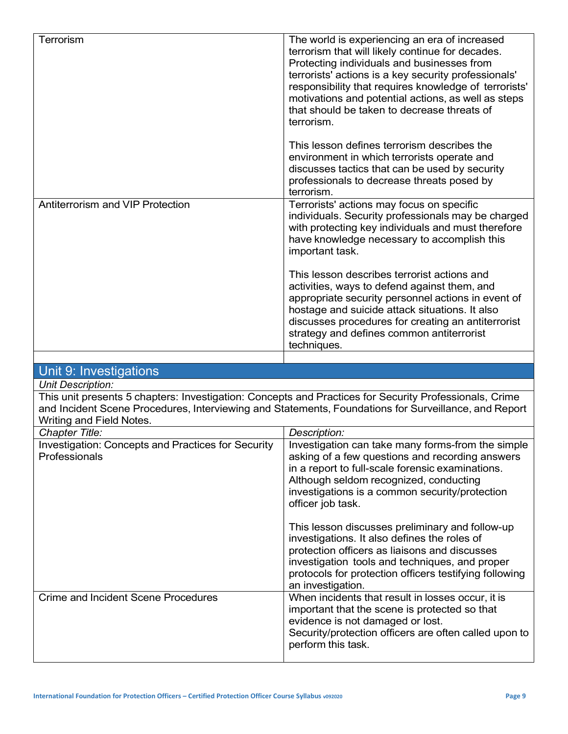| | |
|---|---|
| Terrorism | The world is experiencing an era of increased terrorism that will likely continue for decades. Protecting individuals and businesses from terrorists' actions is a key security professionals' responsibility that requires knowledge of terrorists' motivations and potential actions, as well as steps that should be taken to decrease threats of terrorism.<br><br>This lesson defines terrorism describes the environment in which terrorists operate and discusses tactics that can be used by security professionals to decrease threats posed by terrorism. |
| Antiterrorism and VIP Protection | Terrorists' actions may focus on specific individuals. Security professionals may be charged with protecting key individuals and must therefore have knowledge necessary to accomplish this important task.<br><br>This lesson describes terrorist actions and activities, ways to defend against them, and appropriate security personnel actions in event of hostage and suicide attack situations. It also discusses procedures for creating an antiterrorist strategy and defines common antiterrorist techniques. |
| | |

## Unit 9: Investigations

*Unit Description:*

This unit presents 5 chapters: Investigation: Concepts and Practices for Security Professionals, Crime and Incident Scene Procedures, Interviewing and Statements, Foundations for Surveillance, and Report Writing and Field Notes.

| *Chapter Title:* | *Description:* |
|---|---|
| Investigation: Concepts and Practices for Security Professionals | Investigation can take many forms-from the simple asking of a few questions and recording answers in a report to full-scale forensic examinations. Although seldom recognized, conducting investigations is a common security/protection officer job task.<br><br>This lesson discusses preliminary and follow-up investigations. It also defines the roles of protection officers as liaisons and discusses investigation tools and techniques, and proper protocols for protection officers testifying following an investigation. |
| Crime and Incident Scene Procedures | When incidents that result in losses occur, it is important that the scene is protected so that evidence is not damaged or lost. Security/protection officers are often called upon to perform this task. |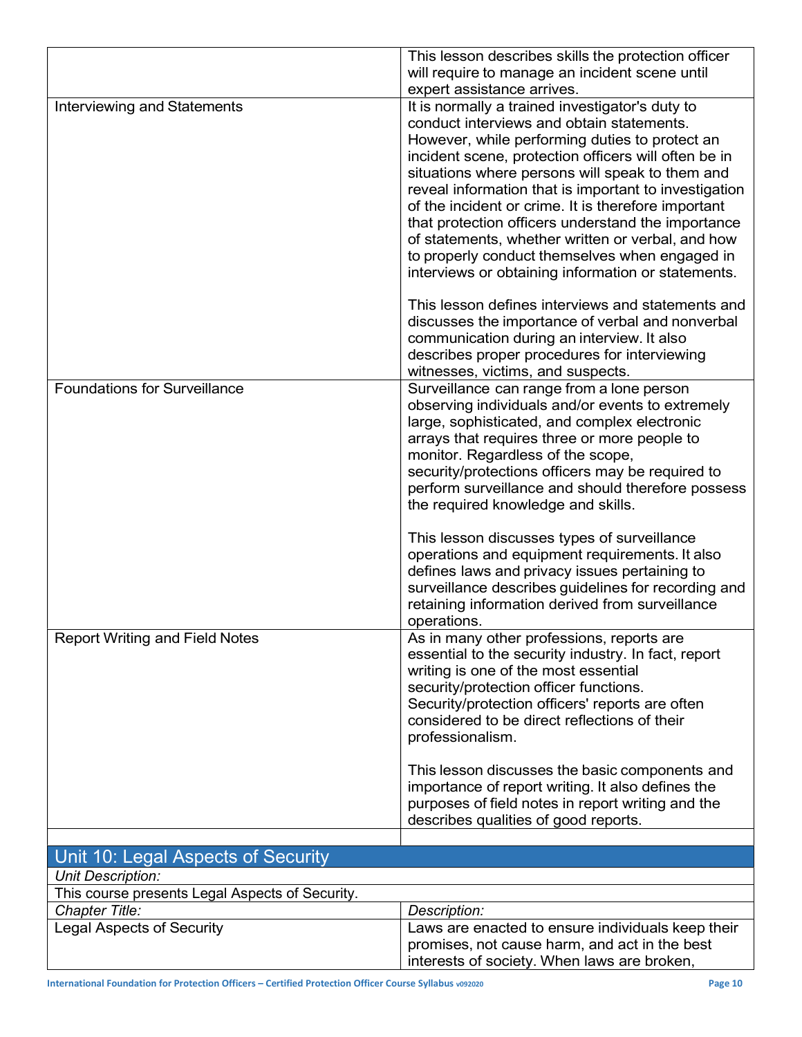| | |
|---|---|
| | This lesson describes skills the protection officer will require to manage an incident scene until expert assistance arrives. |
| Interviewing and Statements | It is normally a trained investigator's duty to conduct interviews and obtain statements. However, while performing duties to protect an incident scene, protection officers will often be in situations where persons will speak to them and reveal information that is important to investigation of the incident or crime. It is therefore important that protection officers understand the importance of statements, whether written or verbal, and how to properly conduct themselves when engaged in interviews or obtaining information or statements.<br><br>This lesson defines interviews and statements and discusses the importance of verbal and nonverbal communication during an interview. It also describes proper procedures for interviewing witnesses, victims, and suspects. |
| Foundations for Surveillance | Surveillance can range from a lone person observing individuals and/or events to extremely large, sophisticated, and complex electronic arrays that requires three or more people to monitor. Regardless of the scope, security/protections officers may be required to perform surveillance and should therefore possess the required knowledge and skills.<br><br>This lesson discusses types of surveillance operations and equipment requirements. It also defines laws and privacy issues pertaining to surveillance describes guidelines for recording and retaining information derived from surveillance operations. |
| Report Writing and Field Notes | As in many other professions, reports are essential to the security industry. In fact, report writing is one of the most essential security/protection officer functions. Security/protection officers' reports are often considered to be direct reflections of their professionalism.<br><br>This lesson discusses the basic components and importance of report writing. It also defines the purposes of field notes in report writing and the describes qualities of good reports. |
| | |

## Unit 10: Legal Aspects of Security

*Unit Description:*

This course presents Legal Aspects of Security.

| *Chapter Title:* | *Description:* |
|---|---|
| Legal Aspects of Security | Laws are enacted to ensure individuals keep their promises, not cause harm, and act in the best interests of society. When laws are broken, |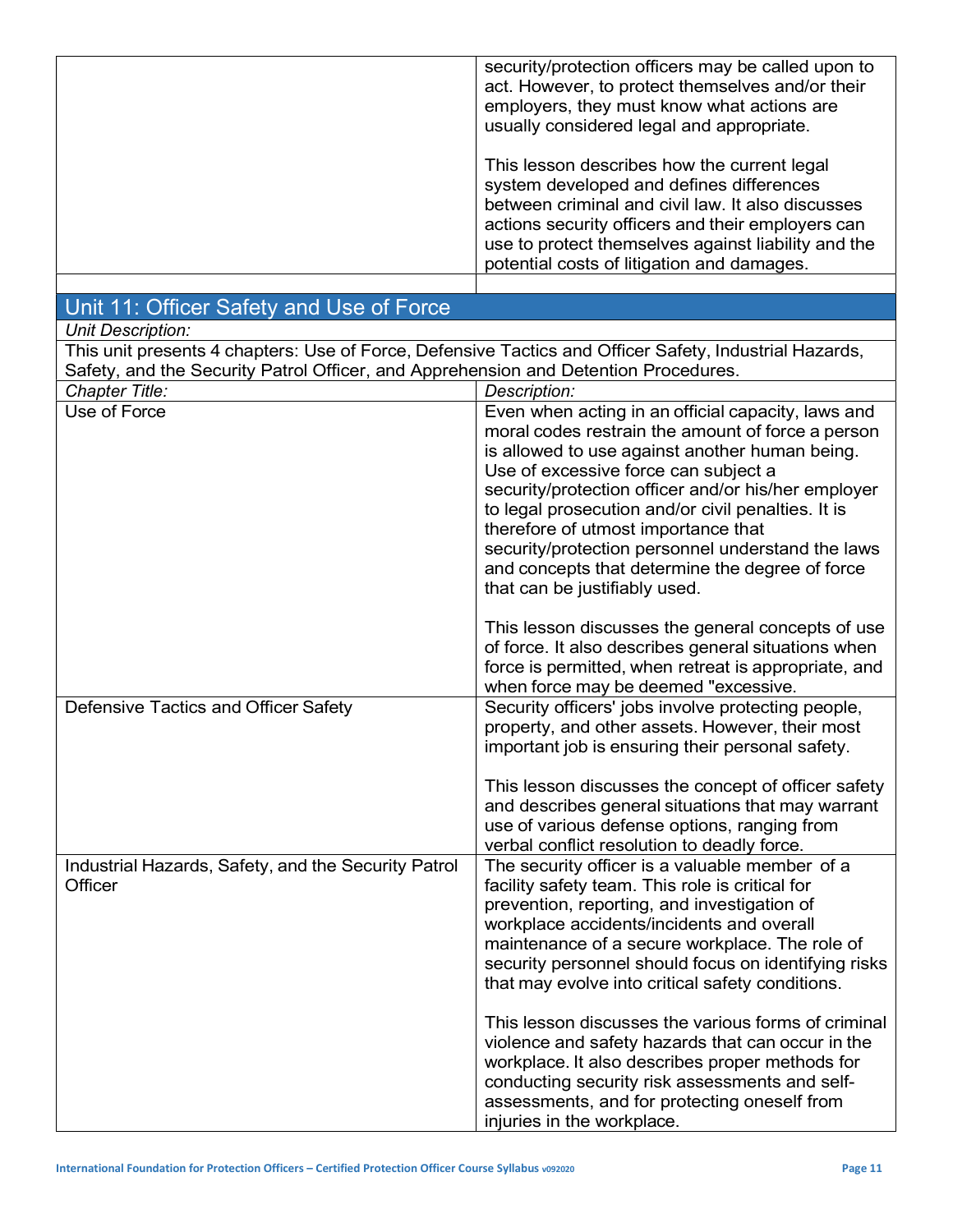| | security/protection officers may be called upon to act. However, to protect themselves and/or their employers, they must know what actions are usually considered legal and appropriate.<br><br>This lesson describes how the current legal system developed and defines differences between criminal and civil law. It also discusses actions security officers and their employers can use to protect themselves against liability and the potential costs of litigation and damages. |
|---|---|
| | |

## Unit 11: Officer Safety and Use of Force

*Unit Description:*

This unit presents 4 chapters: Use of Force, Defensive Tactics and Officer Safety, Industrial Hazards, Safety, and the Security Patrol Officer, and Apprehension and Detention Procedures.

| *Chapter Title:* | *Description:* |
|---|---|
| Use of Force | Even when acting in an official capacity, laws and moral codes restrain the amount of force a person is allowed to use against another human being. Use of excessive force can subject a security/protection officer and/or his/her employer to legal prosecution and/or civil penalties. It is therefore of utmost importance that security/protection personnel understand the laws and concepts that determine the degree of force that can be justifiably used.<br><br>This lesson discusses the general concepts of use of force. It also describes general situations when force is permitted, when retreat is appropriate, and when force may be deemed "excessive. |
| Defensive Tactics and Officer Safety | Security officers' jobs involve protecting people, property, and other assets. However, their most important job is ensuring their personal safety.<br><br>This lesson discusses the concept of officer safety and describes general situations that may warrant use of various defense options, ranging from verbal conflict resolution to deadly force. |
| Industrial Hazards, Safety, and the Security Patrol Officer | The security officer is a valuable member of a facility safety team. This role is critical for prevention, reporting, and investigation of workplace accidents/incidents and overall maintenance of a secure workplace. The role of security personnel should focus on identifying risks that may evolve into critical safety conditions.<br><br>This lesson discusses the various forms of criminal violence and safety hazards that can occur in the workplace. It also describes proper methods for conducting security risk assessments and self-assessments, and for protecting oneself from injuries in the workplace. |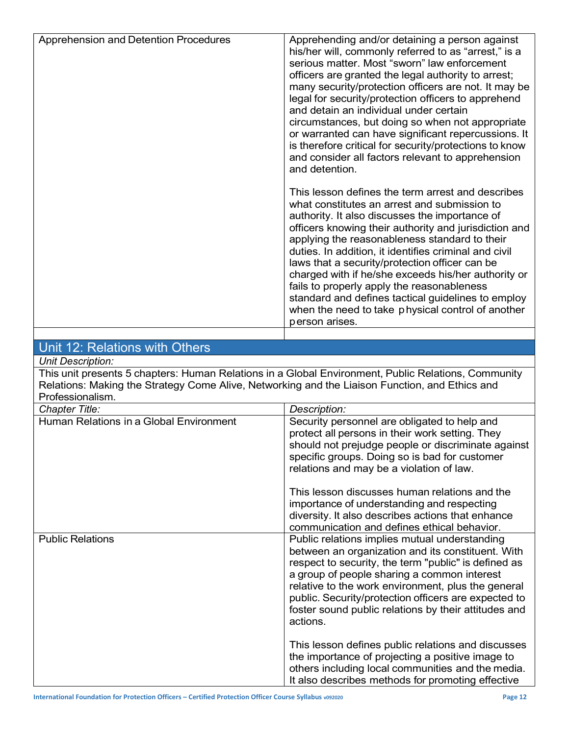| | |
|---|---|
| Apprehension and Detention Procedures | Apprehending and/or detaining a person against his/her will, commonly referred to as "arrest," is a serious matter. Most "sworn" law enforcement officers are granted the legal authority to arrest; many security/protection officers are not. It may be legal for security/protection officers to apprehend and detain an individual under certain circumstances, but doing so when not appropriate or warranted can have significant repercussions. It is therefore critical for security/protections to know and consider all factors relevant to apprehension and detention.<br><br>This lesson defines the term arrest and describes what constitutes an arrest and submission to authority. It also discusses the importance of officers knowing their authority and jurisdiction and applying the reasonableness standard to their duties. In addition, it identifies criminal and civil laws that a security/protection officer can be charged with if he/she exceeds his/her authority or fails to properly apply the reasonableness standard and defines tactical guidelines to employ when the need to take physical control of another person arises. |
| | |

## Unit 12: Relations with Others

*Unit Description:*

This unit presents 5 chapters: Human Relations in a Global Environment, Public Relations, Community Relations: Making the Strategy Come Alive, Networking and the Liaison Function, and Ethics and Professionalism.

| *Chapter Title:* | *Description:* |
|---|---|
| Human Relations in a Global Environment | Security personnel are obligated to help and protect all persons in their work setting. They should not prejudge people or discriminate against specific groups. Doing so is bad for customer relations and may be a violation of law.<br><br>This lesson discusses human relations and the importance of understanding and respecting diversity. It also describes actions that enhance communication and defines ethical behavior. |
| Public Relations | Public relations implies mutual understanding between an organization and its constituent. With respect to security, the term "public" is defined as a group of people sharing a common interest relative to the work environment, plus the general public. Security/protection officers are expected to foster sound public relations by their attitudes and actions.<br><br>This lesson defines public relations and discusses the importance of projecting a positive image to others including local communities and the media. It also describes methods for promoting effective |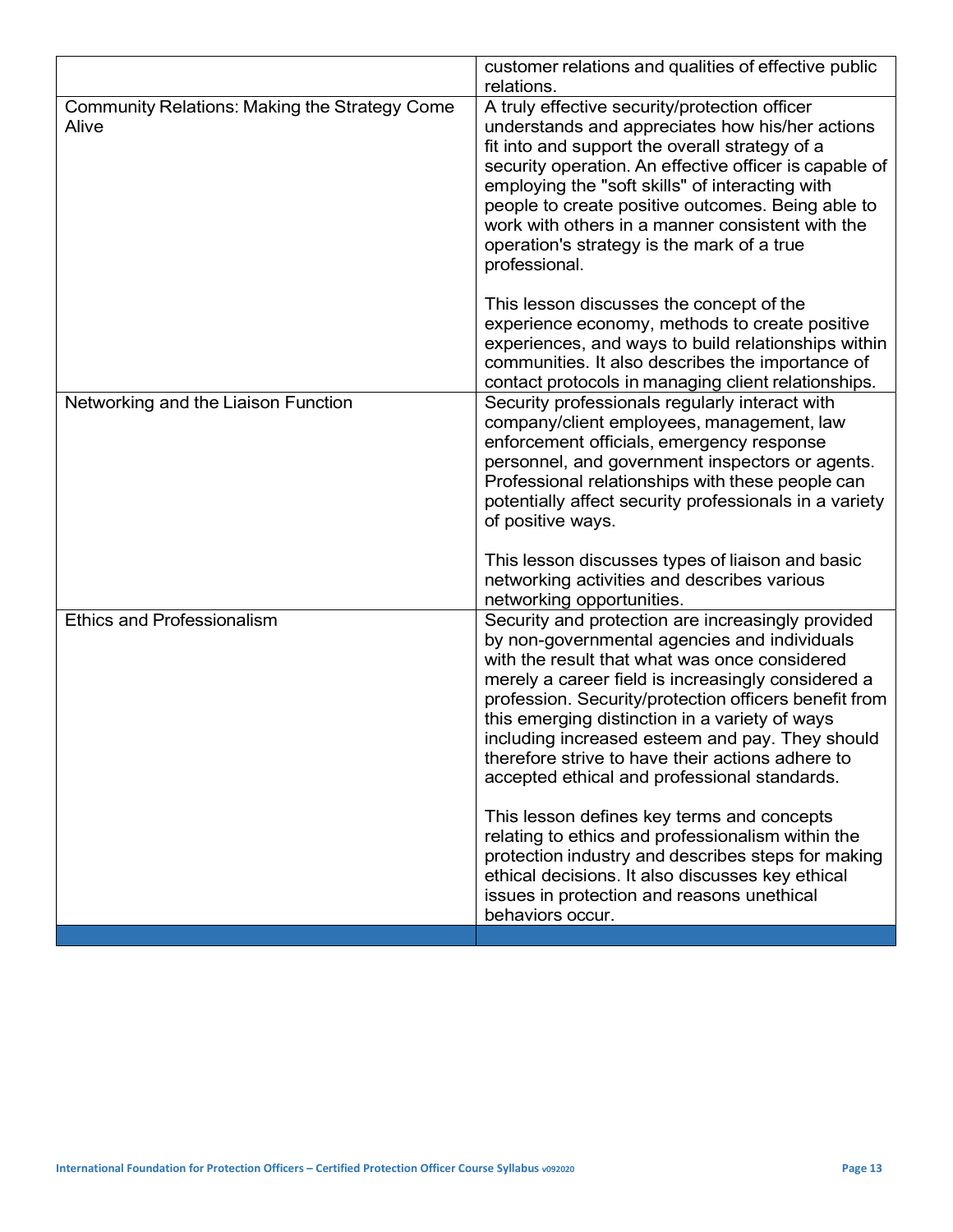| | |
|---|---|
| | customer relations and qualities of effective public relations. |
| Community Relations: Making the Strategy Come Alive | A truly effective security/protection officer understands and appreciates how his/her actions fit into and support the overall strategy of a security operation. An effective officer is capable of employing the "soft skills" of interacting with people to create positive outcomes. Being able to work with others in a manner consistent with the operation's strategy is the mark of a true professional.<br><br>This lesson discusses the concept of the experience economy, methods to create positive experiences, and ways to build relationships within communities. It also describes the importance of contact protocols in managing client relationships. |
| Networking and the Liaison Function | Security professionals regularly interact with company/client employees, management, law enforcement officials, emergency response personnel, and government inspectors or agents. Professional relationships with these people can potentially affect security professionals in a variety of positive ways.<br><br>This lesson discusses types of liaison and basic networking activities and describes various networking opportunities. |
| Ethics and Professionalism | Security and protection are increasingly provided by non-governmental agencies and individuals with the result that what was once considered merely a career field is increasingly considered a profession. Security/protection officers benefit from this emerging distinction in a variety of ways including increased esteem and pay. They should therefore strive to have their actions adhere to accepted ethical and professional standards.<br><br>This lesson defines key terms and concepts relating to ethics and professionalism within the protection industry and describes steps for making ethical decisions. It also discusses key ethical issues in protection and reasons unethical behaviors occur. |
| | |